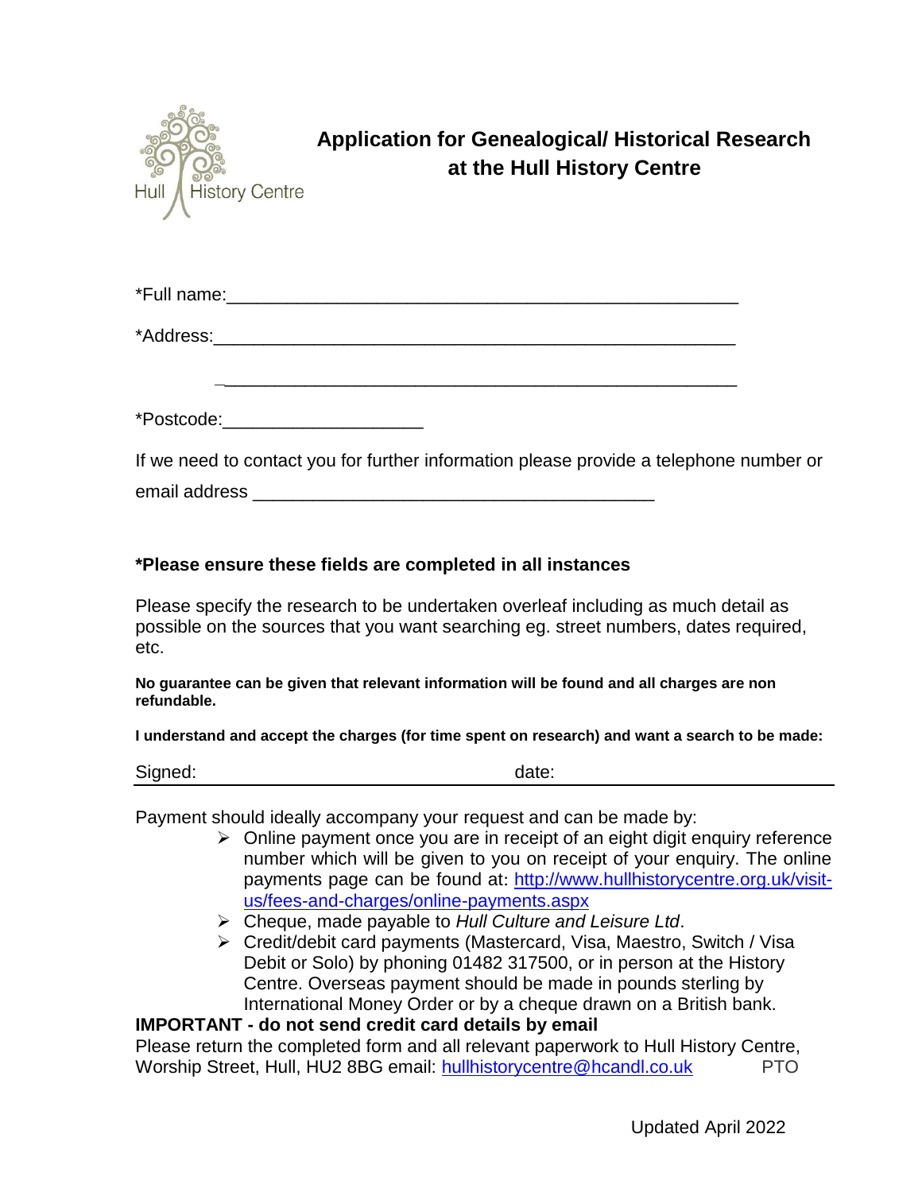Hull History Centre

# Application for Genealogical/ Historical Research at the Hull History Centre

*Full name:_______________________________________________________

*Address:_________________________________________________________

_________________________________________________________

*Postcode:____________________

If we need to contact you for further information please provide a telephone number or email address _________________________________________

**\*Please ensure these fields are completed in all instances**

Please specify the research to be undertaken overleaf including as much detail as possible on the sources that you want searching eg. street numbers, dates required, etc.

**No guarantee can be given that relevant information will be found and all charges are non refundable.**

**I understand and accept the charges (for time spent on research) and want a search to be made:**

Signed: date:

Payment should ideally accompany your request and can be made by:

- Online payment once you are in receipt of an eight digit enquiry reference number which will be given to you on receipt of your enquiry. The online payments page can be found at: http://www.hullhistorycentre.org.uk/visit-us/fees-and-charges/online-payments.aspx
- Cheque, made payable to *Hull Culture and Leisure Ltd*.
- Credit/debit card payments (Mastercard, Visa, Maestro, Switch / Visa Debit or Solo) by phoning 01482 317500, or in person at the History Centre. Overseas payment should be made in pounds sterling by International Money Order or by a cheque drawn on a British bank.

**IMPORTANT - do not send credit card details by email**

Please return the completed form and all relevant paperwork to Hull History Centre, Worship Street, Hull, HU2 8BG email: hullhistorycentre@hcandl.co.uk PTO

Updated April 2022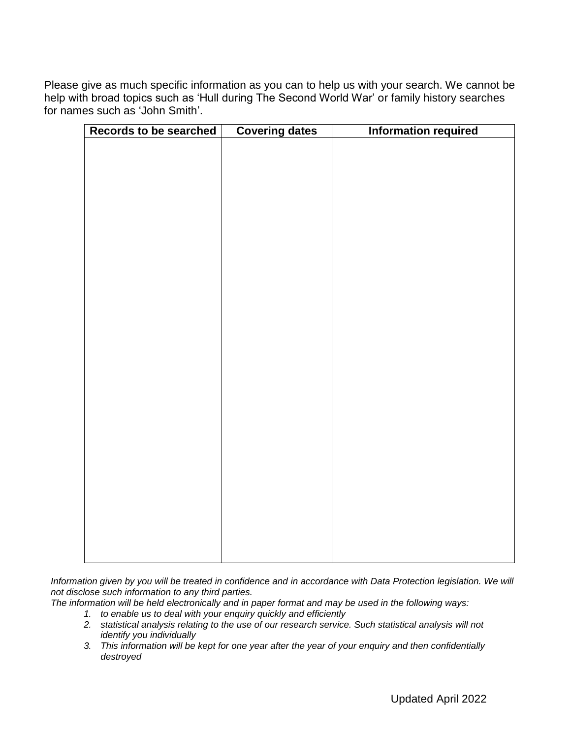Please give as much specific information as you can to help us with your search. We cannot be help with broad topics such as 'Hull during The Second World War' or family history searches for names such as 'John Smith'.

| Records to be searched | Covering dates | Information required |
| --- | --- | --- |
| | | |

*Information given by you will be treated in confidence and in accordance with Data Protection legislation. We will not disclose such information to any third parties.*

*The information will be held electronically and in paper format and may be used in the following ways:*

1. *to enable us to deal with your enquiry quickly and efficiently*
2. *statistical analysis relating to the use of our research service. Such statistical analysis will not identify you individually*
3. *This information will be kept for one year after the year of your enquiry and then confidentially destroyed*

Updated April 2022